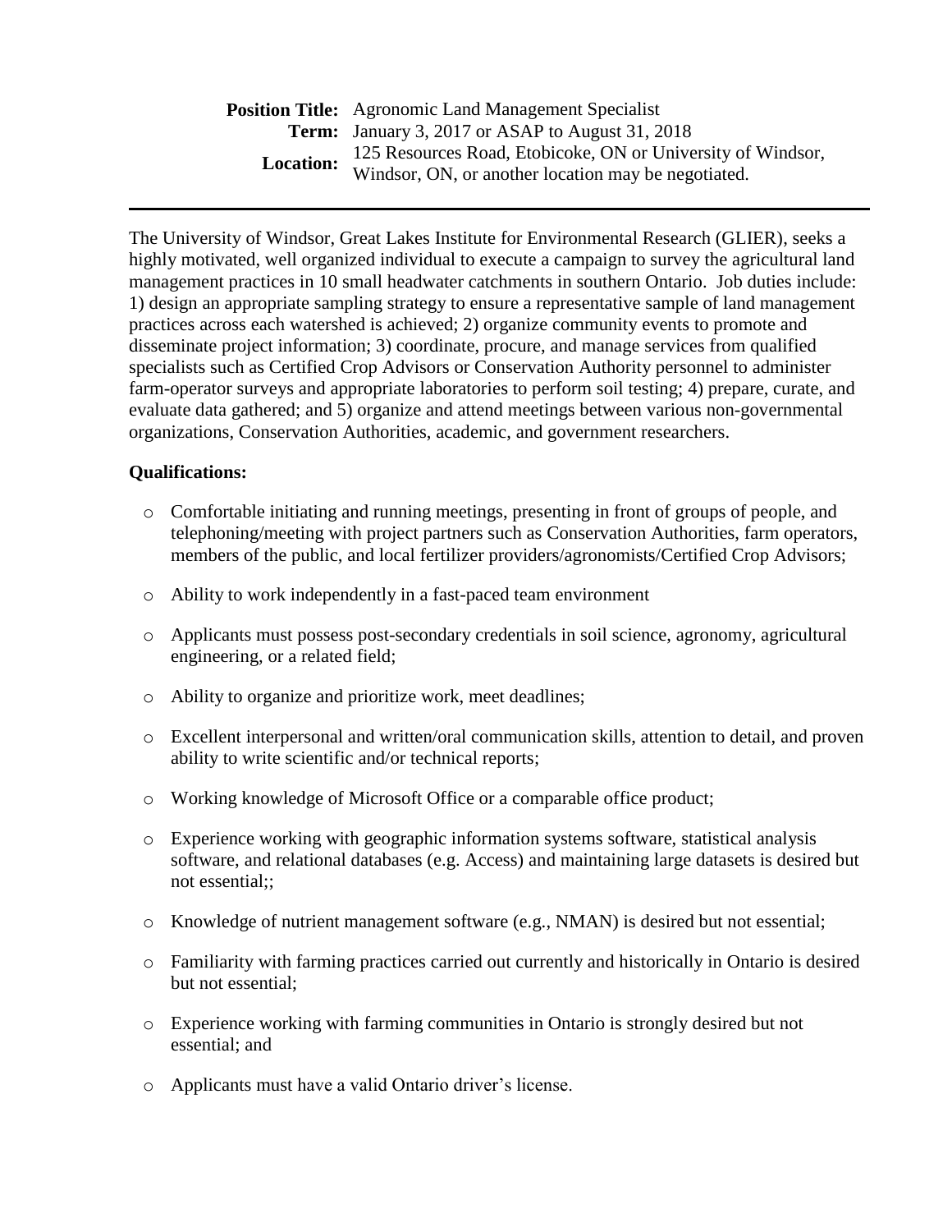**Position Title:** Agronomic Land Management Specialist
**Term:** January 3, 2017 or ASAP to August 31, 2018
**Location:** 125 Resources Road, Etobicoke, ON or University of Windsor, Windsor, ON, or another location may be negotiated.

---

The University of Windsor, Great Lakes Institute for Environmental Research (GLIER), seeks a highly motivated, well organized individual to execute a campaign to survey the agricultural land management practices in 10 small headwater catchments in southern Ontario. Job duties include: 1) design an appropriate sampling strategy to ensure a representative sample of land management practices across each watershed is achieved; 2) organize community events to promote and disseminate project information; 3) coordinate, procure, and manage services from qualified specialists such as Certified Crop Advisors or Conservation Authority personnel to administer farm-operator surveys and appropriate laboratories to perform soil testing; 4) prepare, curate, and evaluate data gathered; and 5) organize and attend meetings between various non-governmental organizations, Conservation Authorities, academic, and government researchers.

**Qualifications:**

- Comfortable initiating and running meetings, presenting in front of groups of people, and telephoning/meeting with project partners such as Conservation Authorities, farm operators, members of the public, and local fertilizer providers/agronomists/Certified Crop Advisors;
- Ability to work independently in a fast-paced team environment
- Applicants must possess post-secondary credentials in soil science, agronomy, agricultural engineering, or a related field;
- Ability to organize and prioritize work, meet deadlines;
- Excellent interpersonal and written/oral communication skills, attention to detail, and proven ability to write scientific and/or technical reports;
- Working knowledge of Microsoft Office or a comparable office product;
- Experience working with geographic information systems software, statistical analysis software, and relational databases (e.g. Access) and maintaining large datasets is desired but not essential;;
- Knowledge of nutrient management software (e.g., NMAN) is desired but not essential;
- Familiarity with farming practices carried out currently and historically in Ontario is desired but not essential;
- Experience working with farming communities in Ontario is strongly desired but not essential; and
- Applicants must have a valid Ontario driver's license.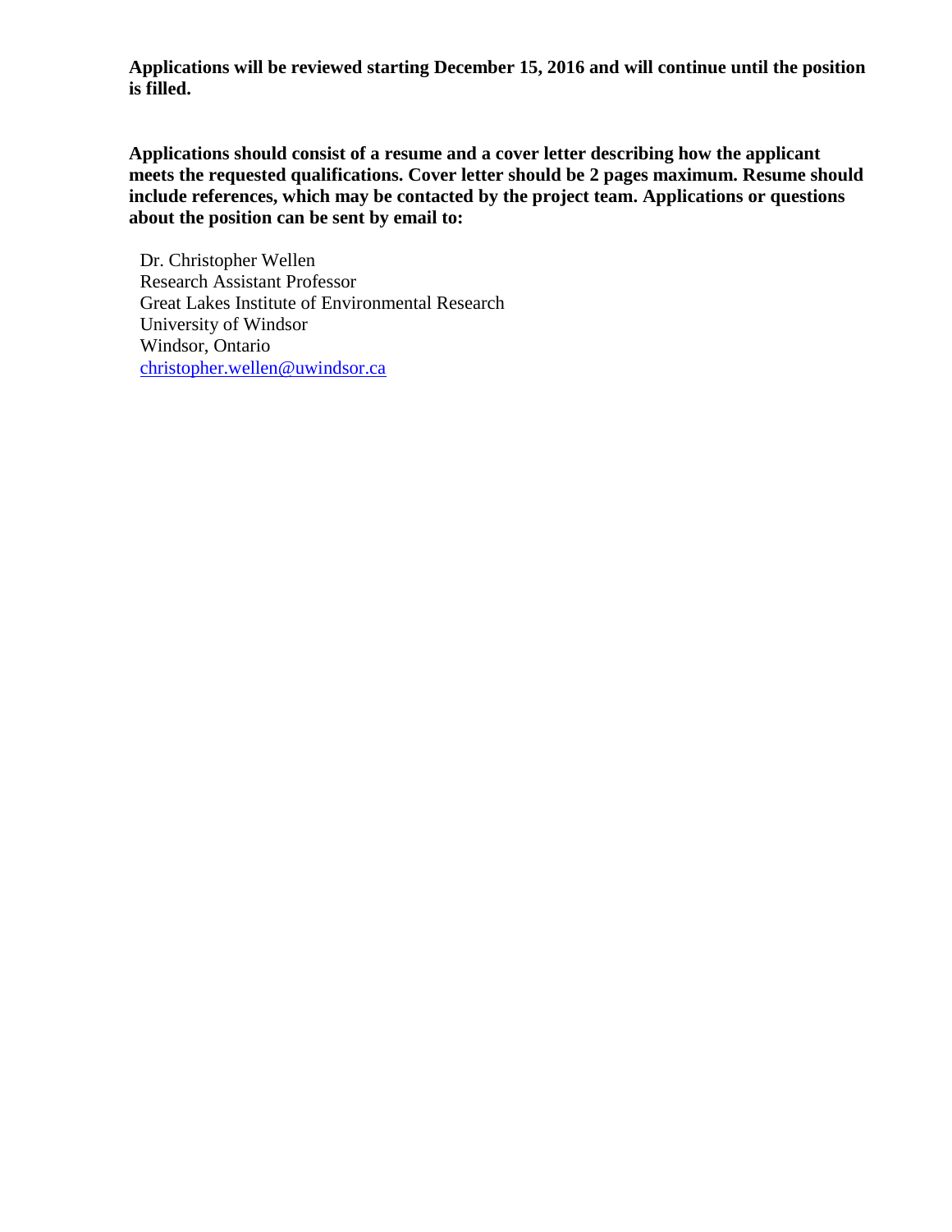**Applications will be reviewed starting December 15, 2016 and will continue until the position is filled.**

**Applications should consist of a resume and a cover letter describing how the applicant meets the requested qualifications. Cover letter should be 2 pages maximum. Resume should include references, which may be contacted by the project team. Applications or questions about the position can be sent by email to:**

Dr. Christopher Wellen
Research Assistant Professor
Great Lakes Institute of Environmental Research
University of Windsor
Windsor, Ontario
christopher.wellen@uwindsor.ca